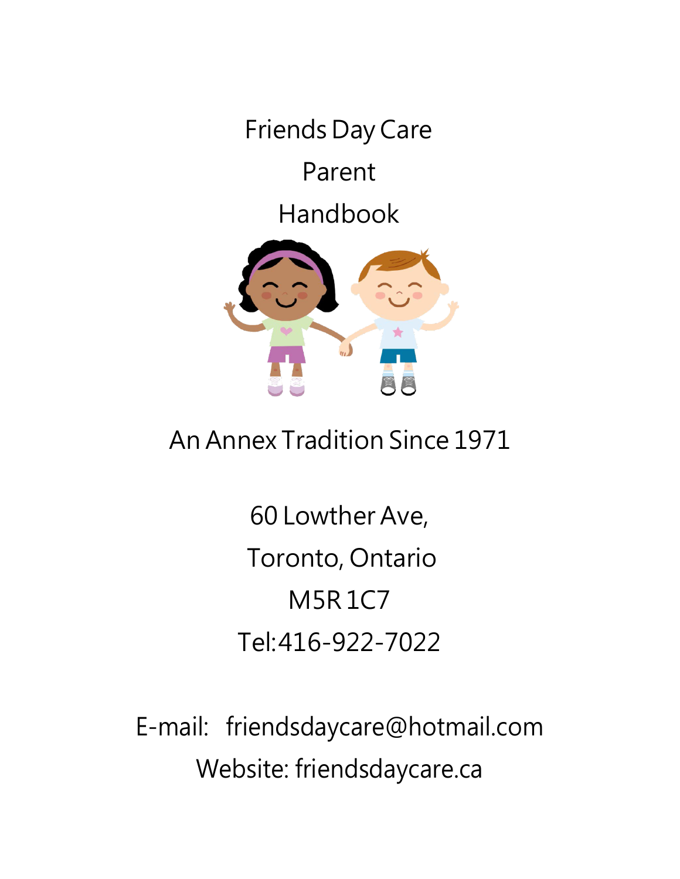# Friends Day Care

# Parent

# Handbook

An Annex Tradition Since 1971

60 Lowther Ave,

Toronto, Ontario

M5R 1C7

Tel:416-922-7022

E-mail: friendsdaycare@hotmail.com

Website: friendsdaycare.ca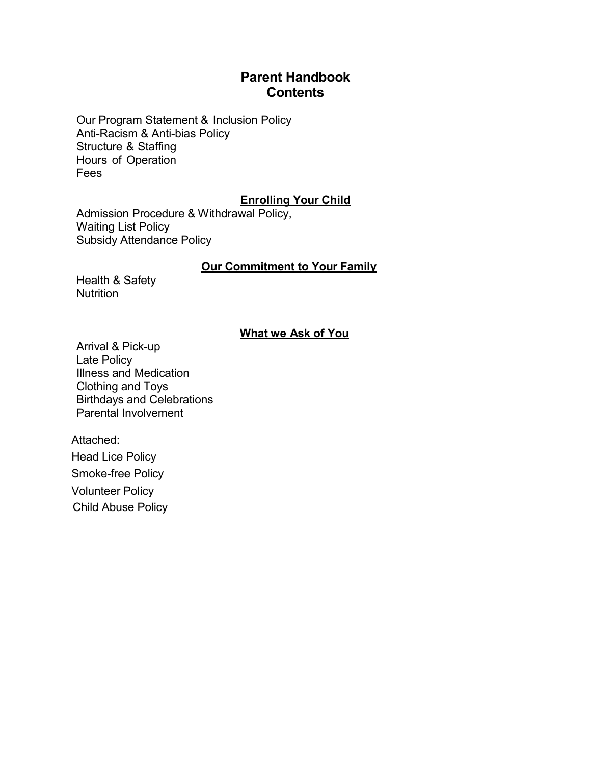# Parent Handbook
# Contents

Our Program Statement & Inclusion Policy
Anti-Racism & Anti-bias Policy
Structure & Staffing
Hours of Operation
Fees

## **Enrolling Your Child**

Admission Procedure & Withdrawal Policy,
Waiting List Policy
Subsidy Attendance Policy

## **Our Commitment to Your Family**

Health & Safety
Nutrition

## **What we Ask of You**

Arrival & Pick-up
Late Policy
Illness and Medication
Clothing and Toys
Birthdays and Celebrations
Parental Involvement

Attached:

Head Lice Policy

Smoke-free Policy

Volunteer Policy

Child Abuse Policy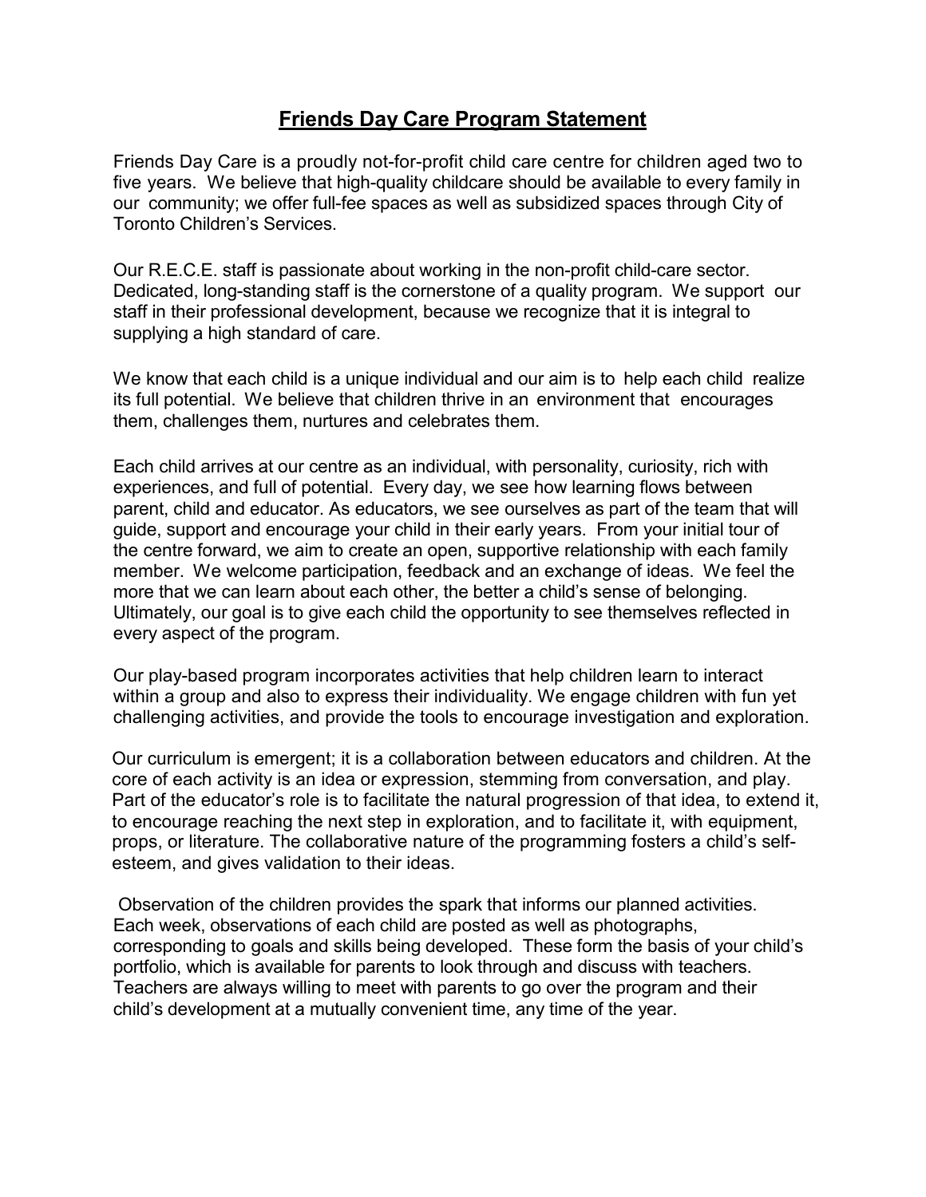# Friends Day Care Program Statement

Friends Day Care is a proudly not-for-profit child care centre for children aged two to five years. We believe that high-quality childcare should be available to every family in our community; we offer full-fee spaces as well as subsidized spaces through City of Toronto Children's Services.

Our R.E.C.E. staff is passionate about working in the non-profit child-care sector. Dedicated, long-standing staff is the cornerstone of a quality program. We support our staff in their professional development, because we recognize that it is integral to supplying a high standard of care.

We know that each child is a unique individual and our aim is to help each child realize its full potential. We believe that children thrive in an environment that encourages them, challenges them, nurtures and celebrates them.

Each child arrives at our centre as an individual, with personality, curiosity, rich with experiences, and full of potential. Every day, we see how learning flows between parent, child and educator. As educators, we see ourselves as part of the team that will guide, support and encourage your child in their early years. From your initial tour of the centre forward, we aim to create an open, supportive relationship with each family member. We welcome participation, feedback and an exchange of ideas. We feel the more that we can learn about each other, the better a child's sense of belonging. Ultimately, our goal is to give each child the opportunity to see themselves reflected in every aspect of the program.

Our play-based program incorporates activities that help children learn to interact within a group and also to express their individuality. We engage children with fun yet challenging activities, and provide the tools to encourage investigation and exploration.

Our curriculum is emergent; it is a collaboration between educators and children. At the core of each activity is an idea or expression, stemming from conversation, and play. Part of the educator's role is to facilitate the natural progression of that idea, to extend it, to encourage reaching the next step in exploration, and to facilitate it, with equipment, props, or literature. The collaborative nature of the programming fosters a child's self-esteem, and gives validation to their ideas.

Observation of the children provides the spark that informs our planned activities. Each week, observations of each child are posted as well as photographs, corresponding to goals and skills being developed. These form the basis of your child's portfolio, which is available for parents to look through and discuss with teachers. Teachers are always willing to meet with parents to go over the program and their child's development at a mutually convenient time, any time of the year.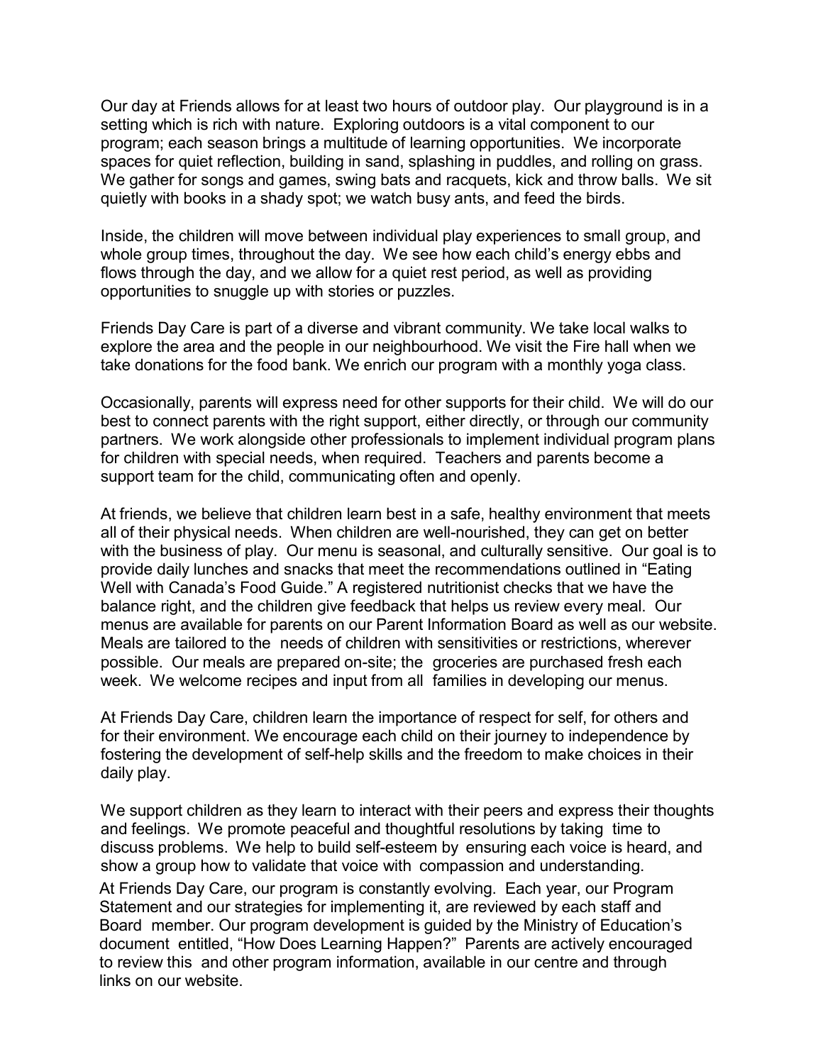Our day at Friends allows for at least two hours of outdoor play. Our playground is in a setting which is rich with nature. Exploring outdoors is a vital component to our program; each season brings a multitude of learning opportunities. We incorporate spaces for quiet reflection, building in sand, splashing in puddles, and rolling on grass. We gather for songs and games, swing bats and racquets, kick and throw balls. We sit quietly with books in a shady spot; we watch busy ants, and feed the birds.

Inside, the children will move between individual play experiences to small group, and whole group times, throughout the day. We see how each child's energy ebbs and flows through the day, and we allow for a quiet rest period, as well as providing opportunities to snuggle up with stories or puzzles.

Friends Day Care is part of a diverse and vibrant community. We take local walks to explore the area and the people in our neighbourhood. We visit the Fire hall when we take donations for the food bank. We enrich our program with a monthly yoga class.

Occasionally, parents will express need for other supports for their child. We will do our best to connect parents with the right support, either directly, or through our community partners. We work alongside other professionals to implement individual program plans for children with special needs, when required. Teachers and parents become a support team for the child, communicating often and openly.

At friends, we believe that children learn best in a safe, healthy environment that meets all of their physical needs. When children are well-nourished, they can get on better with the business of play. Our menu is seasonal, and culturally sensitive. Our goal is to provide daily lunches and snacks that meet the recommendations outlined in "Eating Well with Canada's Food Guide." A registered nutritionist checks that we have the balance right, and the children give feedback that helps us review every meal. Our menus are available for parents on our Parent Information Board as well as our website. Meals are tailored to the needs of children with sensitivities or restrictions, wherever possible. Our meals are prepared on-site; the groceries are purchased fresh each week. We welcome recipes and input from all families in developing our menus.

At Friends Day Care, children learn the importance of respect for self, for others and for their environment. We encourage each child on their journey to independence by fostering the development of self-help skills and the freedom to make choices in their daily play.

We support children as they learn to interact with their peers and express their thoughts and feelings. We promote peaceful and thoughtful resolutions by taking time to discuss problems. We help to build self-esteem by ensuring each voice is heard, and show a group how to validate that voice with compassion and understanding.

At Friends Day Care, our program is constantly evolving. Each year, our Program Statement and our strategies for implementing it, are reviewed by each staff and Board member. Our program development is guided by the Ministry of Education's document entitled, "How Does Learning Happen?" Parents are actively encouraged to review this and other program information, available in our centre and through links on our website.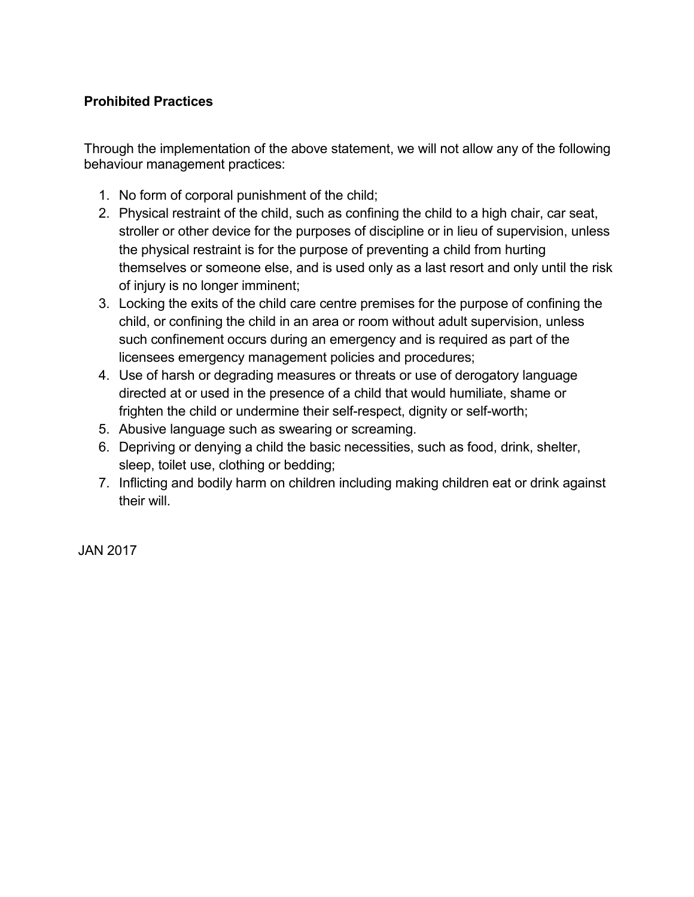**Prohibited Practices**

Through the implementation of the above statement, we will not allow any of the following behaviour management practices:

1. No form of corporal punishment of the child;
2. Physical restraint of the child, such as confining the child to a high chair, car seat, stroller or other device for the purposes of discipline or in lieu of supervision, unless the physical restraint is for the purpose of preventing a child from hurting themselves or someone else, and is used only as a last resort and only until the risk of injury is no longer imminent;
3. Locking the exits of the child care centre premises for the purpose of confining the child, or confining the child in an area or room without adult supervision, unless such confinement occurs during an emergency and is required as part of the licensees emergency management policies and procedures;
4. Use of harsh or degrading measures or threats or use of derogatory language directed at or used in the presence of a child that would humiliate, shame or frighten the child or undermine their self-respect, dignity or self-worth;
5. Abusive language such as swearing or screaming.
6. Depriving or denying a child the basic necessities, such as food, drink, shelter, sleep, toilet use, clothing or bedding;
7. Inflicting and bodily harm on children including making children eat or drink against their will.

JAN 2017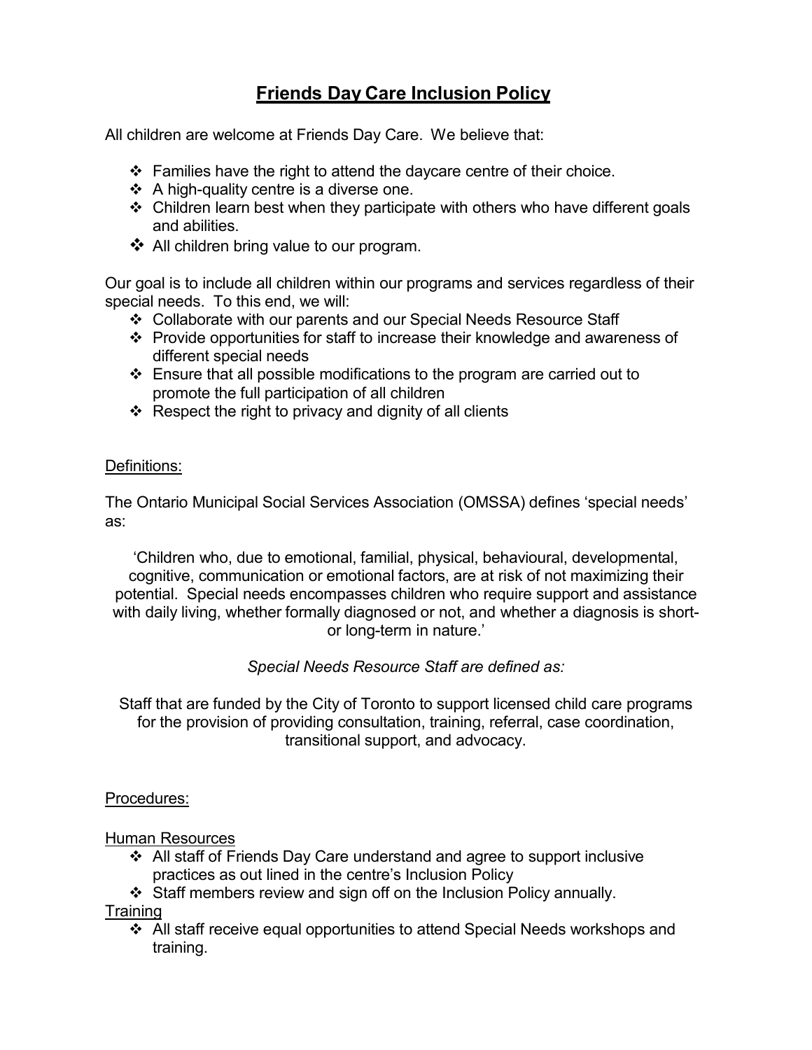# Friends Day Care Inclusion Policy

All children are welcome at Friends Day Care. We believe that:

- Families have the right to attend the daycare centre of their choice.
- A high-quality centre is a diverse one.
- Children learn best when they participate with others who have different goals and abilities.
- All children bring value to our program.

Our goal is to include all children within our programs and services regardless of their special needs. To this end, we will:

- Collaborate with our parents and our Special Needs Resource Staff
- Provide opportunities for staff to increase their knowledge and awareness of different special needs
- Ensure that all possible modifications to the program are carried out to promote the full participation of all children
- Respect the right to privacy and dignity of all clients

## Definitions:

The Ontario Municipal Social Services Association (OMSSA) defines 'special needs' as:

> 'Children who, due to emotional, familial, physical, behavioural, developmental, cognitive, communication or emotional factors, are at risk of not maximizing their potential. Special needs encompasses children who require support and assistance with daily living, whether formally diagnosed or not, and whether a diagnosis is short- or long-term in nature.'

*Special Needs Resource Staff are defined as:*

> Staff that are funded by the City of Toronto to support licensed child care programs for the provision of providing consultation, training, referral, case coordination, transitional support, and advocacy.

## Procedures:

### Human Resources

- All staff of Friends Day Care understand and agree to support inclusive practices as out lined in the centre's Inclusion Policy
- Staff members review and sign off on the Inclusion Policy annually.

### Training

- All staff receive equal opportunities to attend Special Needs workshops and training.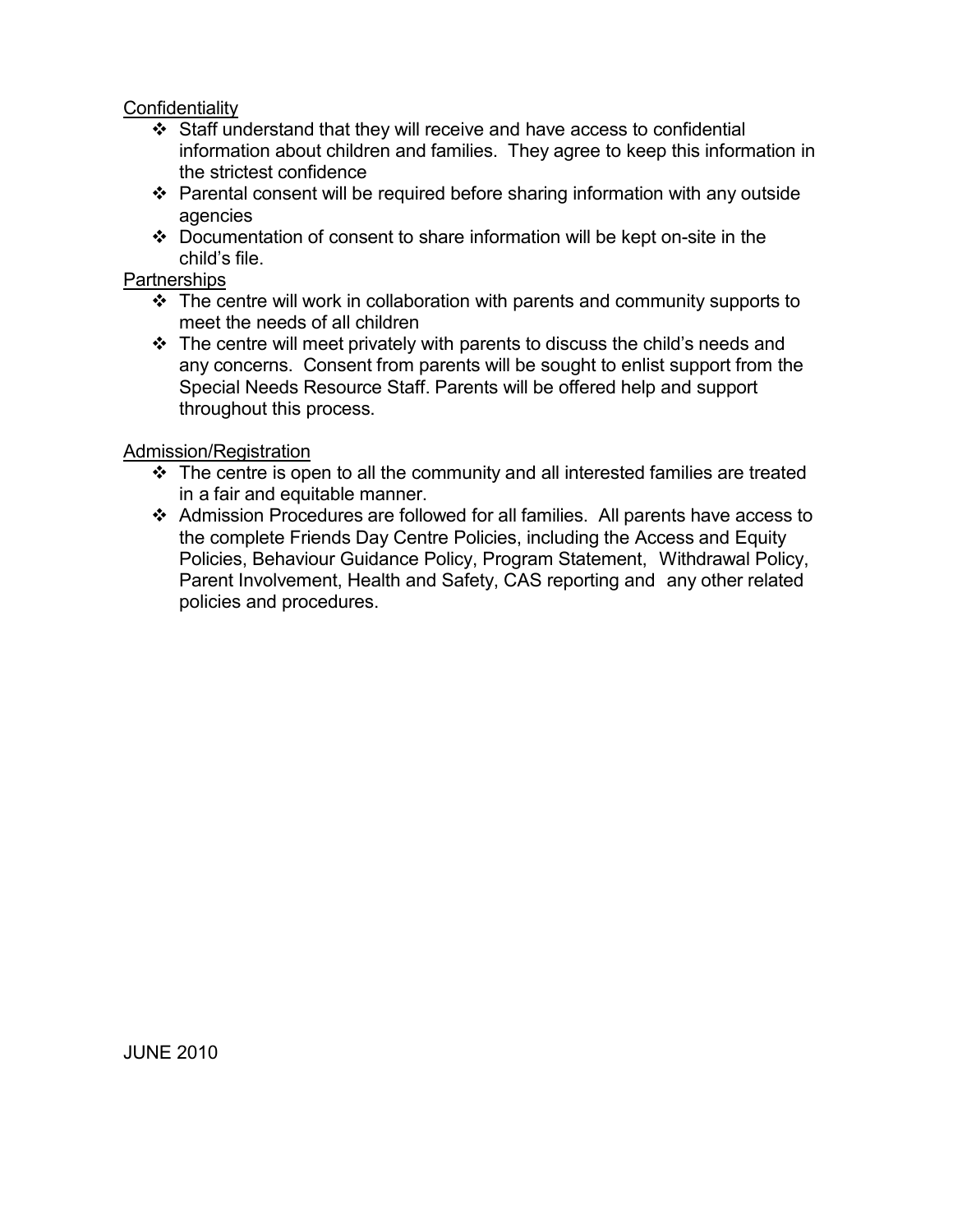Confidentiality

- Staff understand that they will receive and have access to confidential information about children and families. They agree to keep this information in the strictest confidence
- Parental consent will be required before sharing information with any outside agencies
- Documentation of consent to share information will be kept on-site in the child's file.

Partnerships

- The centre will work in collaboration with parents and community supports to meet the needs of all children
- The centre will meet privately with parents to discuss the child's needs and any concerns. Consent from parents will be sought to enlist support from the Special Needs Resource Staff. Parents will be offered help and support throughout this process.

Admission/Registration

- The centre is open to all the community and all interested families are treated in a fair and equitable manner.
- Admission Procedures are followed for all families. All parents have access to the complete Friends Day Centre Policies, including the Access and Equity Policies, Behaviour Guidance Policy, Program Statement, Withdrawal Policy, Parent Involvement, Health and Safety, CAS reporting and any other related policies and procedures.

JUNE 2010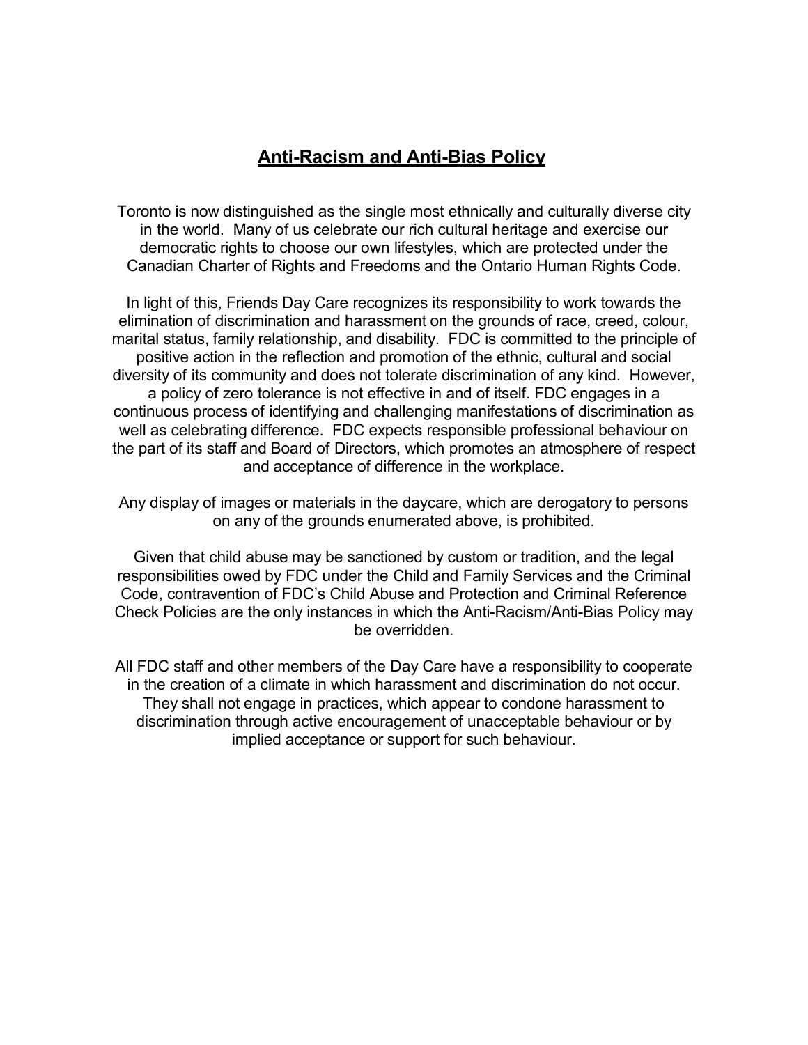## Anti-Racism and Anti-Bias Policy

Toronto is now distinguished as the single most ethnically and culturally diverse city in the world. Many of us celebrate our rich cultural heritage and exercise our democratic rights to choose our own lifestyles, which are protected under the Canadian Charter of Rights and Freedoms and the Ontario Human Rights Code.

In light of this, Friends Day Care recognizes its responsibility to work towards the elimination of discrimination and harassment on the grounds of race, creed, colour, marital status, family relationship, and disability. FDC is committed to the principle of positive action in the reflection and promotion of the ethnic, cultural and social diversity of its community and does not tolerate discrimination of any kind. However, a policy of zero tolerance is not effective in and of itself. FDC engages in a continuous process of identifying and challenging manifestations of discrimination as well as celebrating difference. FDC expects responsible professional behaviour on the part of its staff and Board of Directors, which promotes an atmosphere of respect and acceptance of difference in the workplace.

Any display of images or materials in the daycare, which are derogatory to persons on any of the grounds enumerated above, is prohibited.

Given that child abuse may be sanctioned by custom or tradition, and the legal responsibilities owed by FDC under the Child and Family Services and the Criminal Code, contravention of FDC's Child Abuse and Protection and Criminal Reference Check Policies are the only instances in which the Anti-Racism/Anti-Bias Policy may be overridden.

All FDC staff and other members of the Day Care have a responsibility to cooperate in the creation of a climate in which harassment and discrimination do not occur. They shall not engage in practices, which appear to condone harassment to discrimination through active encouragement of unacceptable behaviour or by implied acceptance or support for such behaviour.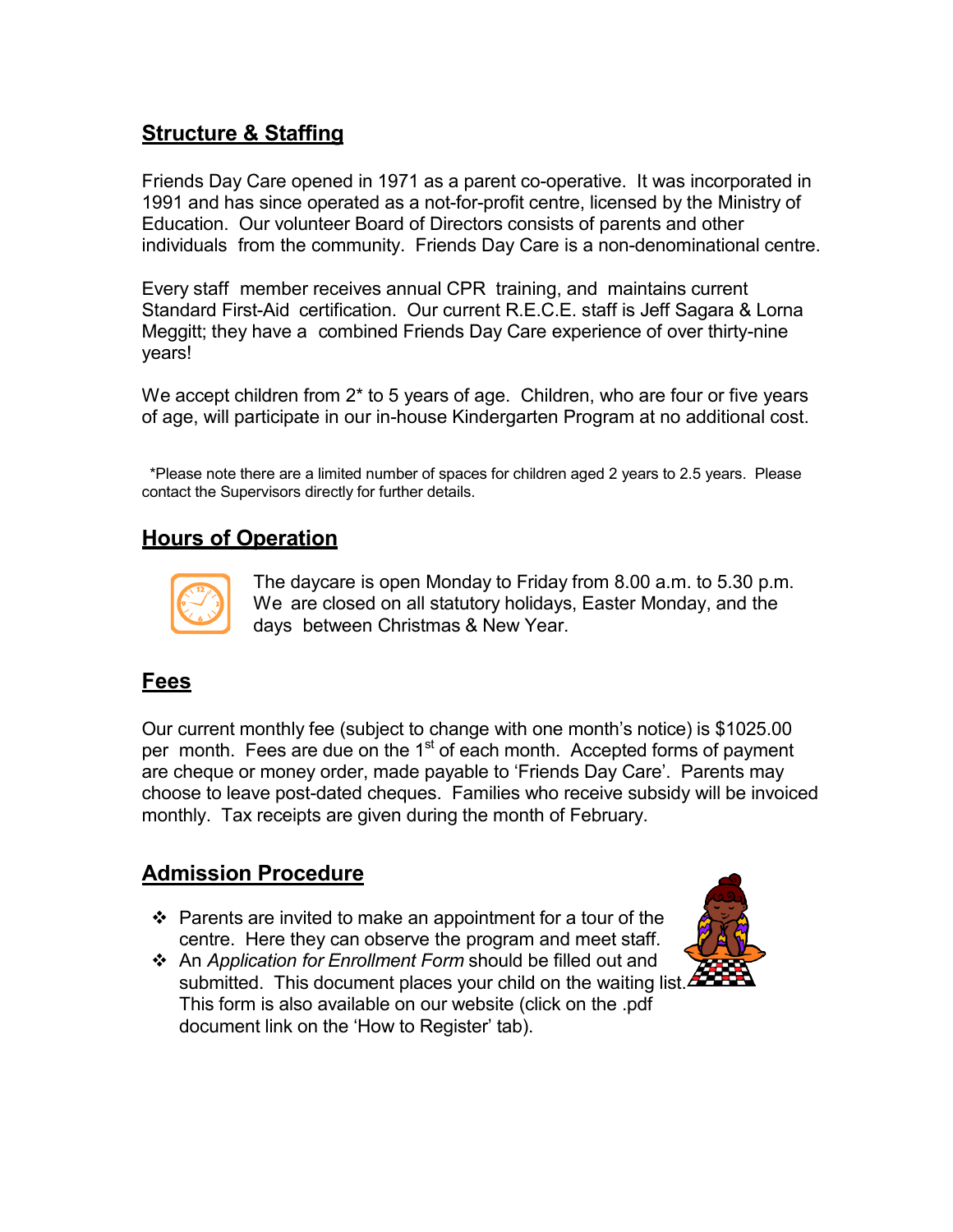## Structure & Staffing

Friends Day Care opened in 1971 as a parent co-operative. It was incorporated in 1991 and has since operated as a not-for-profit centre, licensed by the Ministry of Education. Our volunteer Board of Directors consists of parents and other individuals from the community. Friends Day Care is a non-denominational centre.

Every staff member receives annual CPR training, and maintains current Standard First-Aid certification. Our current R.E.C.E. staff is Jeff Sagara & Lorna Meggitt; they have a combined Friends Day Care experience of over thirty-nine years!

We accept children from 2* to 5 years of age. Children, who are four or five years of age, will participate in our in-house Kindergarten Program at no additional cost.

*Please note there are a limited number of spaces for children aged 2 years to 2.5 years. Please contact the Supervisors directly for further details.

## Hours of Operation

The daycare is open Monday to Friday from 8.00 a.m. to 5.30 p.m. We are closed on all statutory holidays, Easter Monday, and the days between Christmas & New Year.

## Fees

Our current monthly fee (subject to change with one month's notice) is $1025.00 per month. Fees are due on the 1st of each month. Accepted forms of payment are cheque or money order, made payable to 'Friends Day Care'. Parents may choose to leave post-dated cheques. Families who receive subsidy will be invoiced monthly. Tax receipts are given during the month of February.

## Admission Procedure

- Parents are invited to make an appointment for a tour of the centre. Here they can observe the program and meet staff.
- An *Application for Enrollment Form* should be filled out and submitted. This document places your child on the waiting list. This form is also available on our website (click on the .pdf document link on the 'How to Register' tab).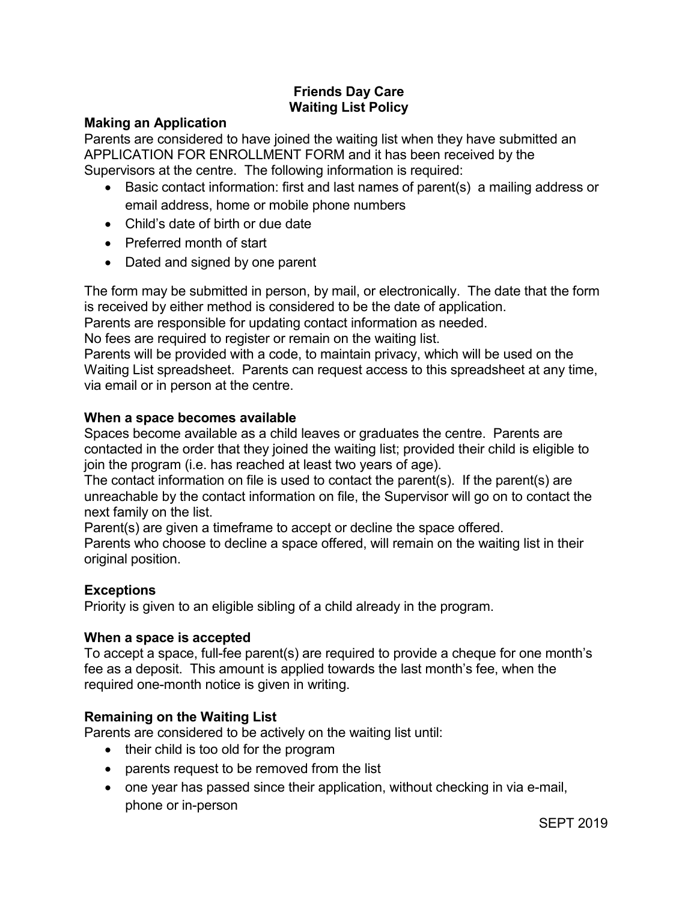# Friends Day Care
# Waiting List Policy

## Making an Application

Parents are considered to have joined the waiting list when they have submitted an APPLICATION FOR ENROLLMENT FORM and it has been received by the Supervisors at the centre. The following information is required:

- Basic contact information: first and last names of parent(s) a mailing address or email address, home or mobile phone numbers
- Child's date of birth or due date
- Preferred month of start
- Dated and signed by one parent

The form may be submitted in person, by mail, or electronically. The date that the form is received by either method is considered to be the date of application.
Parents are responsible for updating contact information as needed.
No fees are required to register or remain on the waiting list.
Parents will be provided with a code, to maintain privacy, which will be used on the Waiting List spreadsheet. Parents can request access to this spreadsheet at any time, via email or in person at the centre.

## When a space becomes available

Spaces become available as a child leaves or graduates the centre. Parents are contacted in the order that they joined the waiting list; provided their child is eligible to join the program (i.e. has reached at least two years of age).
The contact information on file is used to contact the parent(s). If the parent(s) are unreachable by the contact information on file, the Supervisor will go on to contact the next family on the list.
Parent(s) are given a timeframe to accept or decline the space offered.
Parents who choose to decline a space offered, will remain on the waiting list in their original position.

## Exceptions

Priority is given to an eligible sibling of a child already in the program.

## When a space is accepted

To accept a space, full-fee parent(s) are required to provide a cheque for one month's fee as a deposit. This amount is applied towards the last month's fee, when the required one-month notice is given in writing.

## Remaining on the Waiting List

Parents are considered to be actively on the waiting list until:

- their child is too old for the program
- parents request to be removed from the list
- one year has passed since their application, without checking in via e-mail, phone or in-person

SEPT 2019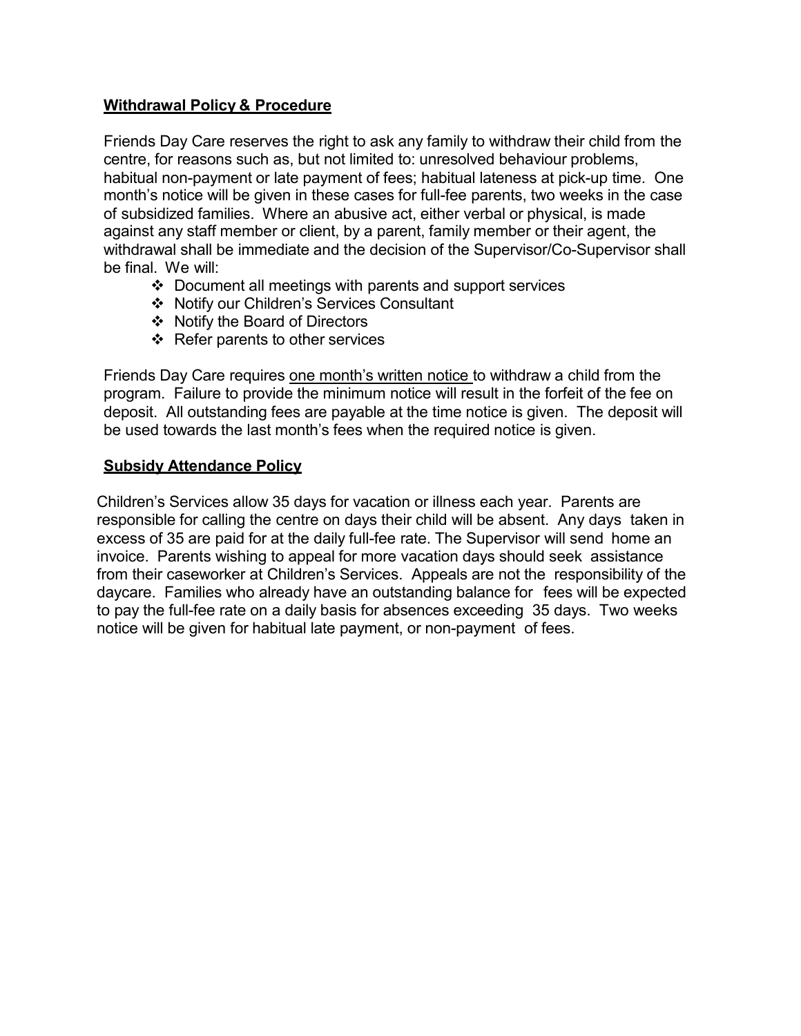## Withdrawal Policy & Procedure

Friends Day Care reserves the right to ask any family to withdraw their child from the centre, for reasons such as, but not limited to: unresolved behaviour problems, habitual non-payment or late payment of fees; habitual lateness at pick-up time. One month's notice will be given in these cases for full-fee parents, two weeks in the case of subsidized families. Where an abusive act, either verbal or physical, is made against any staff member or client, by a parent, family member or their agent, the withdrawal shall be immediate and the decision of the Supervisor/Co-Supervisor shall be final. We will:

- Document all meetings with parents and support services
- Notify our Children's Services Consultant
- Notify the Board of Directors
- Refer parents to other services

Friends Day Care requires <u>one month's written notice</u> to withdraw a child from the program. Failure to provide the minimum notice will result in the forfeit of the fee on deposit. All outstanding fees are payable at the time notice is given. The deposit will be used towards the last month's fees when the required notice is given.

## Subsidy Attendance Policy

Children's Services allow 35 days for vacation or illness each year. Parents are responsible for calling the centre on days their child will be absent. Any days taken in excess of 35 are paid for at the daily full-fee rate. The Supervisor will send home an invoice. Parents wishing to appeal for more vacation days should seek assistance from their caseworker at Children's Services. Appeals are not the responsibility of the daycare. Families who already have an outstanding balance for fees will be expected to pay the full-fee rate on a daily basis for absences exceeding 35 days. Two weeks notice will be given for habitual late payment, or non-payment of fees.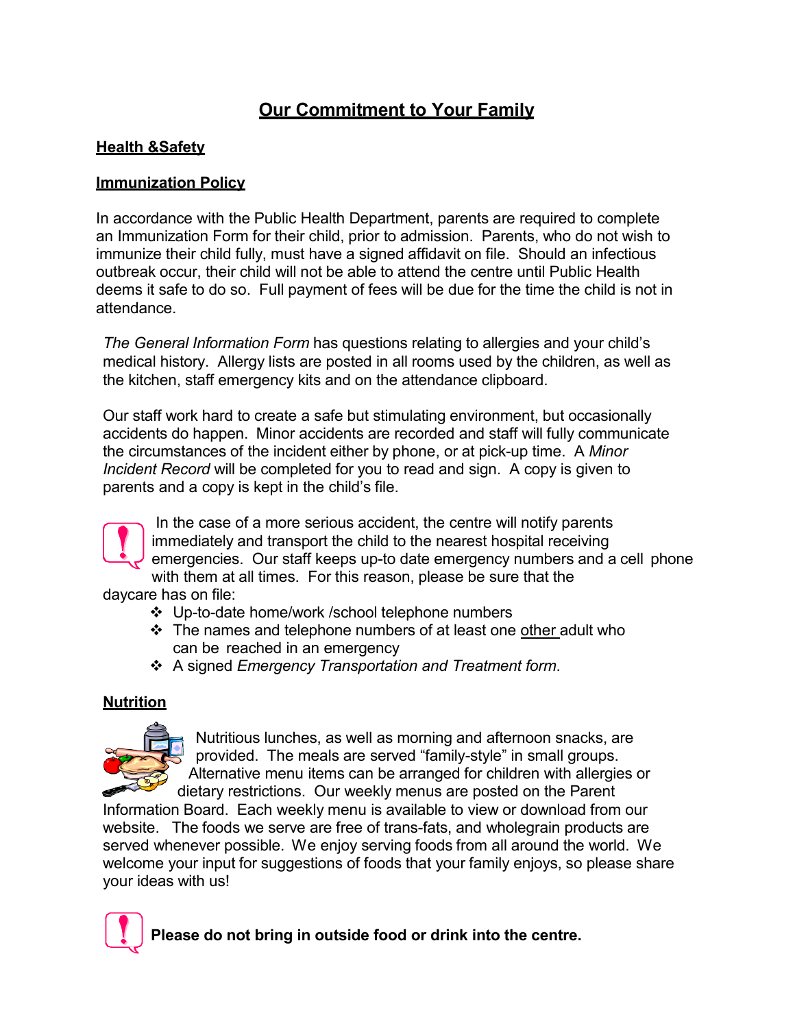# Our Commitment to Your Family

## Health &Safety

## Immunization Policy

In accordance with the Public Health Department, parents are required to complete an Immunization Form for their child, prior to admission. Parents, who do not wish to immunize their child fully, must have a signed affidavit on file. Should an infectious outbreak occur, their child will not be able to attend the centre until Public Health deems it safe to do so. Full payment of fees will be due for the time the child is not in attendance.

*The General Information Form* has questions relating to allergies and your child's medical history. Allergy lists are posted in all rooms used by the children, as well as the kitchen, staff emergency kits and on the attendance clipboard.

Our staff work hard to create a safe but stimulating environment, but occasionally accidents do happen. Minor accidents are recorded and staff will fully communicate the circumstances of the incident either by phone, or at pick-up time. A *Minor Incident Record* will be completed for you to read and sign. A copy is given to parents and a copy is kept in the child's file.

In the case of a more serious accident, the centre will notify parents immediately and transport the child to the nearest hospital receiving emergencies. Our staff keeps up-to date emergency numbers and a cell phone with them at all times. For this reason, please be sure that the daycare has on file:

- Up-to-date home/work /school telephone numbers
- The names and telephone numbers of at least one other adult who can be reached in an emergency
- A signed *Emergency Transportation and Treatment form*.

## Nutrition

Nutritious lunches, as well as morning and afternoon snacks, are provided. The meals are served "family-style" in small groups. Alternative menu items can be arranged for children with allergies or dietary restrictions. Our weekly menus are posted on the Parent Information Board. Each weekly menu is available to view or download from our website. The foods we serve are free of trans-fats, and wholegrain products are served whenever possible. We enjoy serving foods from all around the world. We welcome your input for suggestions of foods that your family enjoys, so please share your ideas with us!

**Please do not bring in outside food or drink into the centre.**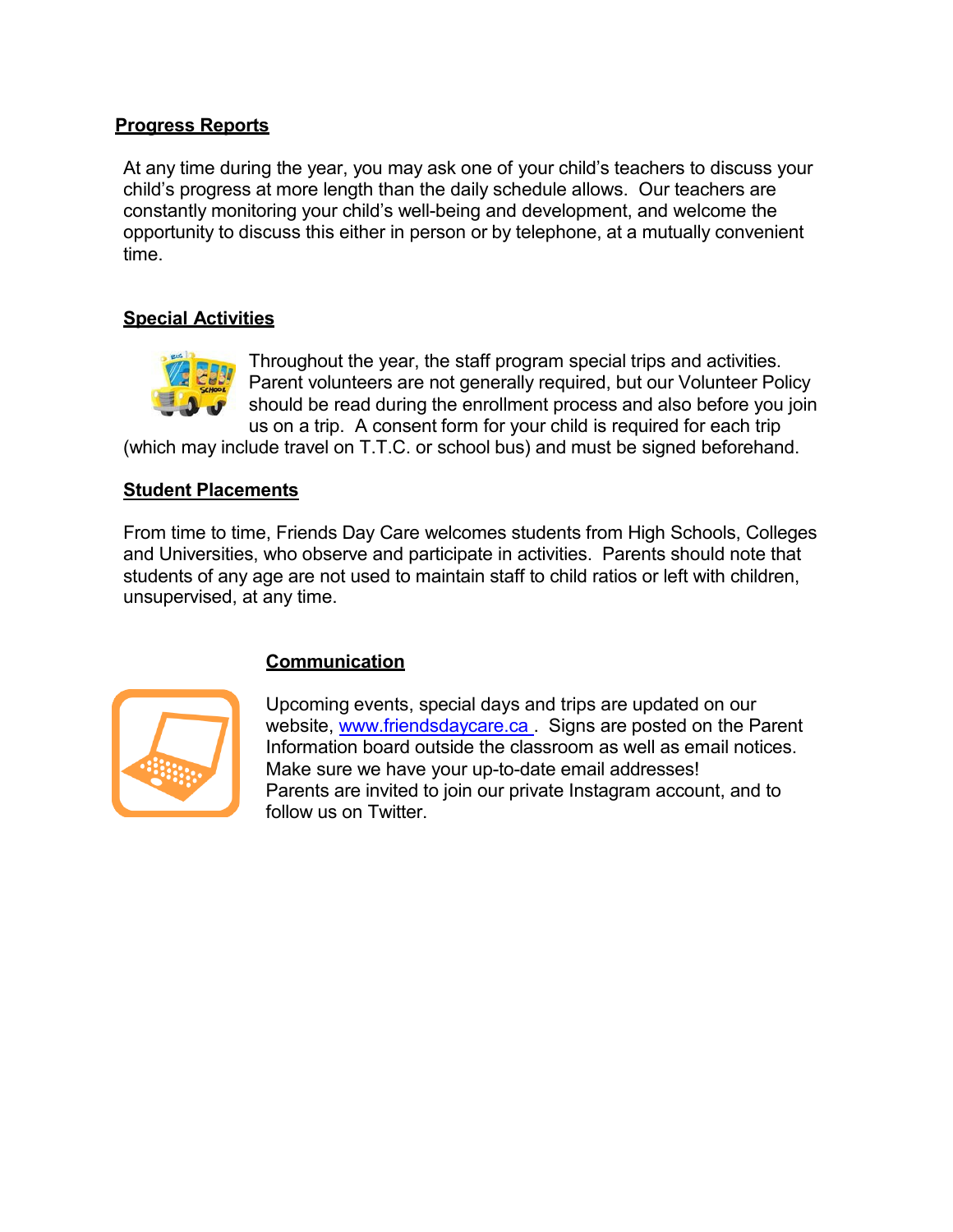**Progress Reports**

At any time during the year, you may ask one of your child's teachers to discuss your child's progress at more length than the daily schedule allows. Our teachers are constantly monitoring your child's well-being and development, and welcome the opportunity to discuss this either in person or by telephone, at a mutually convenient time.

**Special Activities**

Throughout the year, the staff program special trips and activities. Parent volunteers are not generally required, but our Volunteer Policy should be read during the enrollment process and also before you join us on a trip. A consent form for your child is required for each trip (which may include travel on T.T.C. or school bus) and must be signed beforehand.

**Student Placements**

From time to time, Friends Day Care welcomes students from High Schools, Colleges and Universities, who observe and participate in activities. Parents should note that students of any age are not used to maintain staff to child ratios or left with children, unsupervised, at any time.

**Communication**

Upcoming events, special days and trips are updated on our website, [www.friendsdaycare.ca](http://www.friendsdaycare.ca). Signs are posted on the Parent Information board outside the classroom as well as email notices. Make sure we have your up-to-date email addresses!
Parents are invited to join our private Instagram account, and to follow us on Twitter.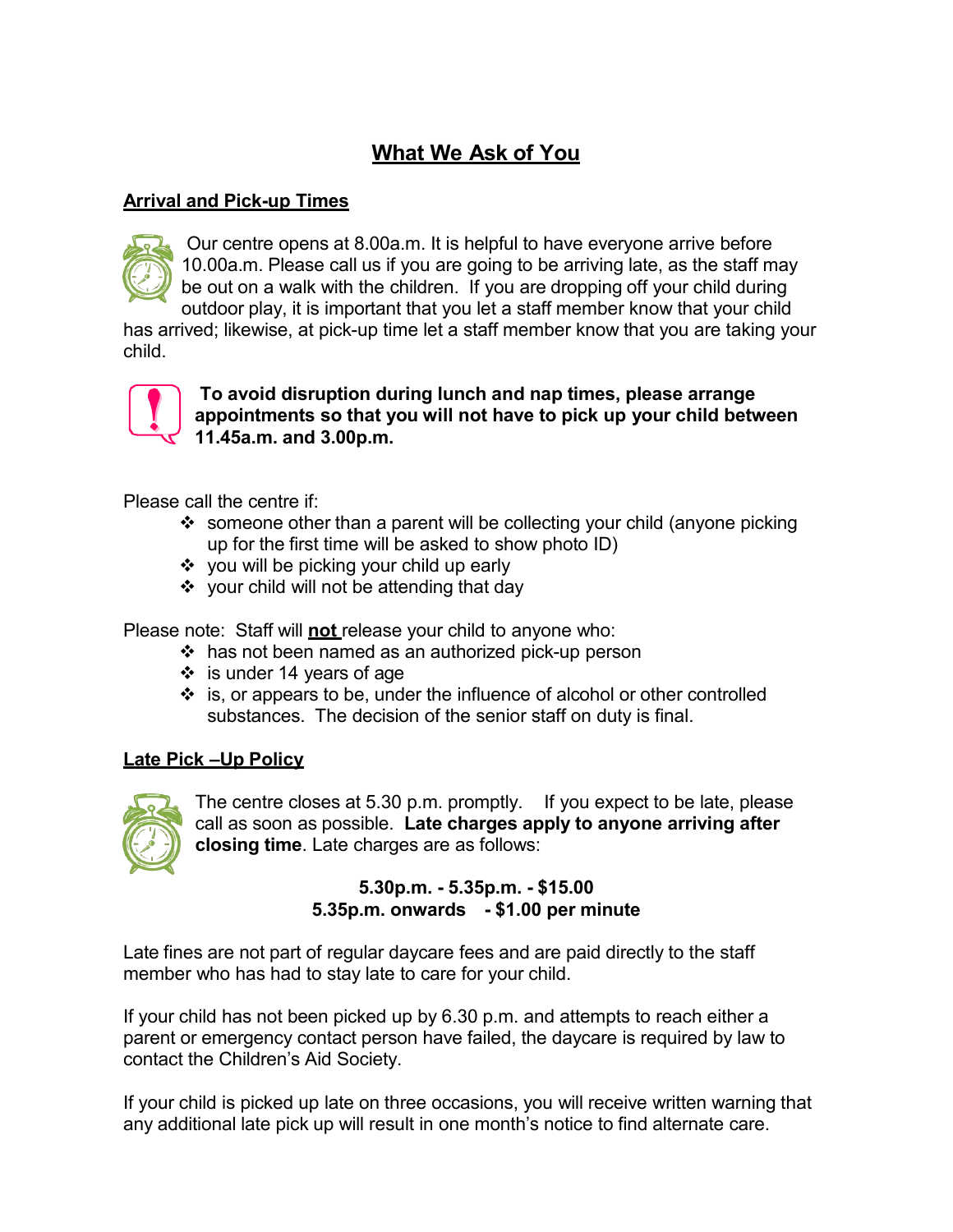# What We Ask of You

## Arrival and Pick-up Times

Our centre opens at 8.00a.m. It is helpful to have everyone arrive before 10.00a.m. Please call us if you are going to be arriving late, as the staff may be out on a walk with the children. If you are dropping off your child during outdoor play, it is important that you let a staff member know that your child has arrived; likewise, at pick-up time let a staff member know that you are taking your child.

**To avoid disruption during lunch and nap times, please arrange appointments so that you will not have to pick up your child between 11.45a.m. and 3.00p.m.**

Please call the centre if:

- someone other than a parent will be collecting your child (anyone picking up for the first time will be asked to show photo ID)
- you will be picking your child up early
- your child will not be attending that day

Please note: Staff will **not** release your child to anyone who:

- has not been named as an authorized pick-up person
- is under 14 years of age
- is, or appears to be, under the influence of alcohol or other controlled substances. The decision of the senior staff on duty is final.

## Late Pick –Up Policy

The centre closes at 5.30 p.m. promptly. If you expect to be late, please call as soon as possible. **Late charges apply to anyone arriving after closing time**. Late charges are as follows:

**5.30p.m. - 5.35p.m. - $15.00**
**5.35p.m. onwards - $1.00 per minute**

Late fines are not part of regular daycare fees and are paid directly to the staff member who has had to stay late to care for your child.

If your child has not been picked up by 6.30 p.m. and attempts to reach either a parent or emergency contact person have failed, the daycare is required by law to contact the Children's Aid Society.

If your child is picked up late on three occasions, you will receive written warning that any additional late pick up will result in one month's notice to find alternate care.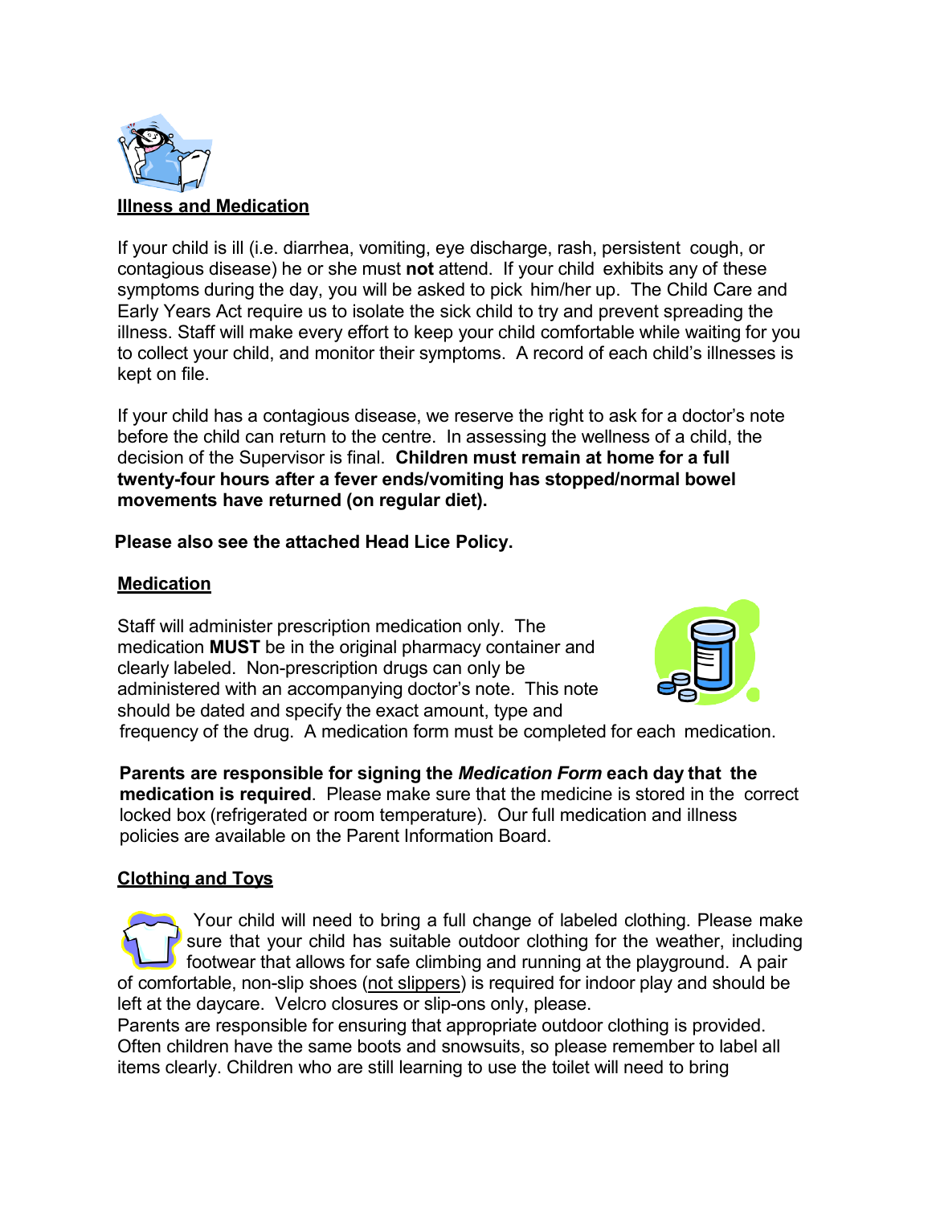## Illness and Medication

If your child is ill (i.e. diarrhea, vomiting, eye discharge, rash, persistent cough, or contagious disease) he or she must **not** attend. If your child exhibits any of these symptoms during the day, you will be asked to pick him/her up. The Child Care and Early Years Act require us to isolate the sick child to try and prevent spreading the illness. Staff will make every effort to keep your child comfortable while waiting for you to collect your child, and monitor their symptoms. A record of each child's illnesses is kept on file.

If your child has a contagious disease, we reserve the right to ask for a doctor's note before the child can return to the centre. In assessing the wellness of a child, the decision of the Supervisor is final. **Children must remain at home for a full twenty-four hours after a fever ends/vomiting has stopped/normal bowel movements have returned (on regular diet).**

**Please also see the attached Head Lice Policy.**

## Medication

Staff will administer prescription medication only. The medication **MUST** be in the original pharmacy container and clearly labeled. Non-prescription drugs can only be administered with an accompanying doctor's note. This note should be dated and specify the exact amount, type and frequency of the drug. A medication form must be completed for each medication.

**Parents are responsible for signing the *Medication Form* each day that the medication is required**. Please make sure that the medicine is stored in the correct locked box (refrigerated or room temperature). Our full medication and illness policies are available on the Parent Information Board.

## Clothing and Toys

Your child will need to bring a full change of labeled clothing. Please make sure that your child has suitable outdoor clothing for the weather, including footwear that allows for safe climbing and running at the playground. A pair of comfortable, non-slip shoes (not slippers) is required for indoor play and should be left at the daycare. Velcro closures or slip-ons only, please.
Parents are responsible for ensuring that appropriate outdoor clothing is provided. Often children have the same boots and snowsuits, so please remember to label all items clearly. Children who are still learning to use the toilet will need to bring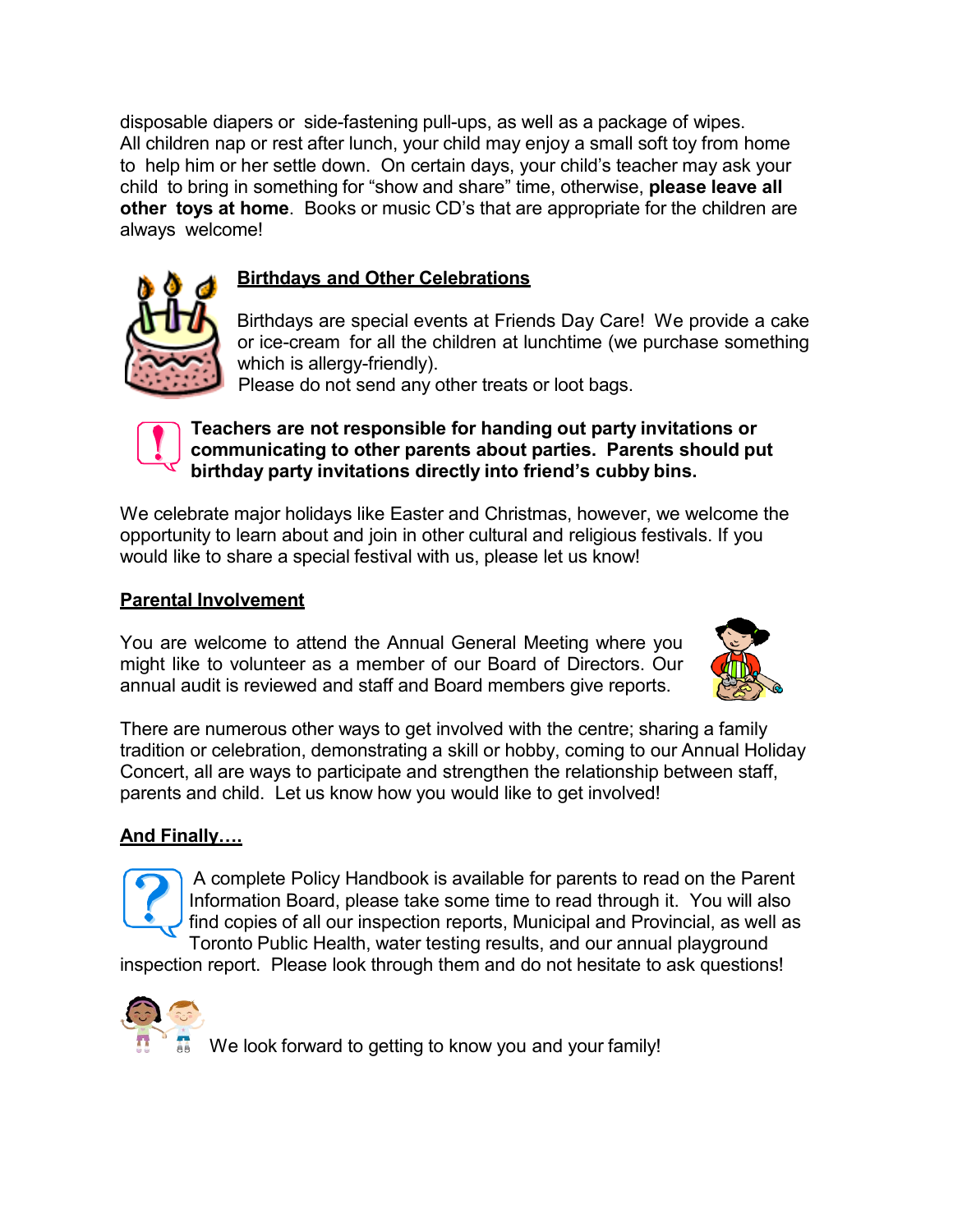disposable diapers or side-fastening pull-ups, as well as a package of wipes. All children nap or rest after lunch, your child may enjoy a small soft toy from home to help him or her settle down. On certain days, your child's teacher may ask your child to bring in something for "show and share" time, otherwise, **please leave all other toys at home**. Books or music CD's that are appropriate for the children are always welcome!

## Birthdays and Other Celebrations

Birthdays are special events at Friends Day Care! We provide a cake or ice-cream for all the children at lunchtime (we purchase something which is allergy-friendly).
Please do not send any other treats or loot bags.

**Teachers are not responsible for handing out party invitations or communicating to other parents about parties. Parents should put birthday party invitations directly into friend's cubby bins.**

We celebrate major holidays like Easter and Christmas, however, we welcome the opportunity to learn about and join in other cultural and religious festivals. If you would like to share a special festival with us, please let us know!

## Parental Involvement

You are welcome to attend the Annual General Meeting where you might like to volunteer as a member of our Board of Directors. Our annual audit is reviewed and staff and Board members give reports.

There are numerous other ways to get involved with the centre; sharing a family tradition or celebration, demonstrating a skill or hobby, coming to our Annual Holiday Concert, all are ways to participate and strengthen the relationship between staff, parents and child. Let us know how you would like to get involved!

## And Finally….

A complete Policy Handbook is available for parents to read on the Parent Information Board, please take some time to read through it. You will also find copies of all our inspection reports, Municipal and Provincial, as well as Toronto Public Health, water testing results, and our annual playground inspection report. Please look through them and do not hesitate to ask questions!

We look forward to getting to know you and your family!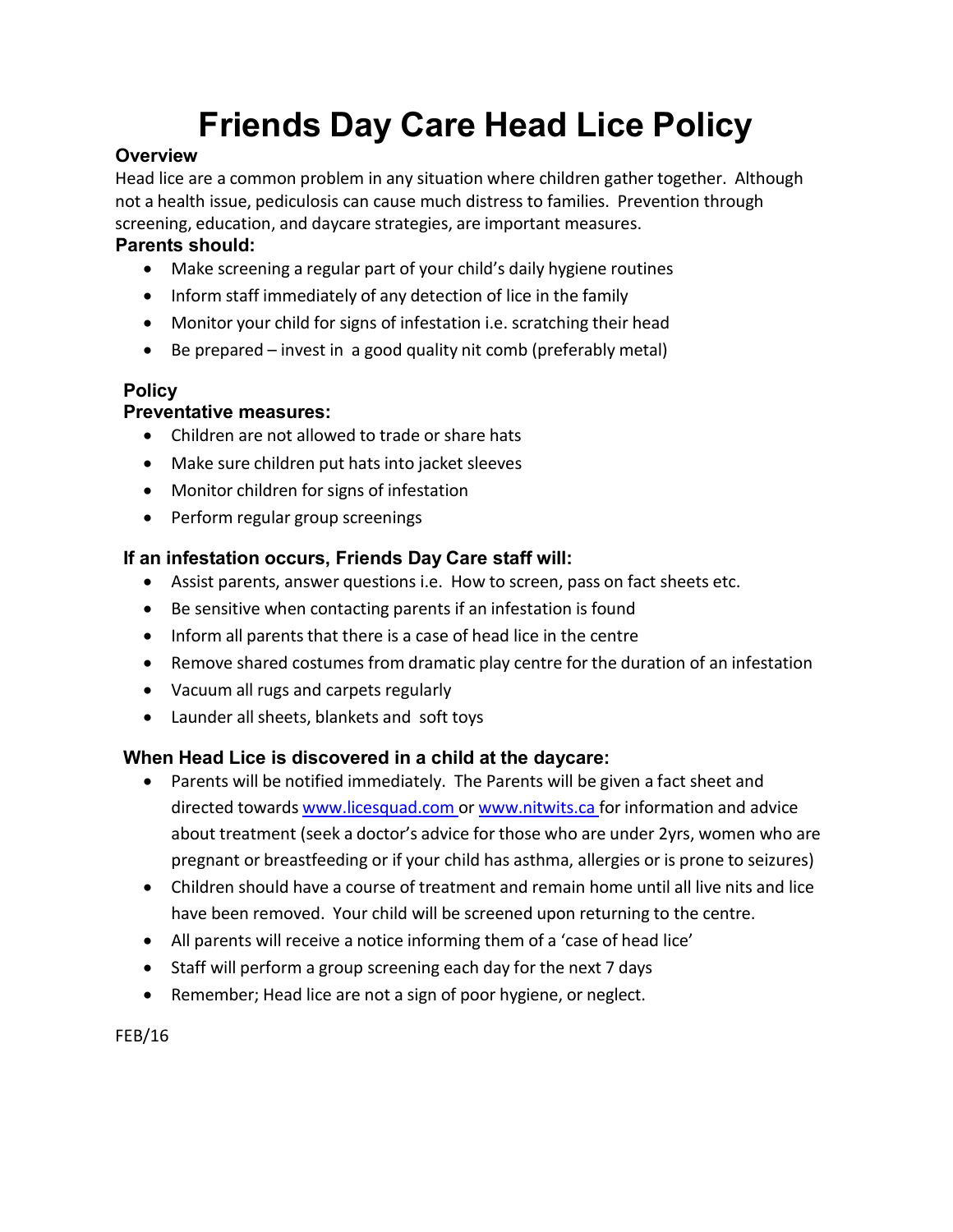# Friends Day Care Head Lice Policy

### Overview

Head lice are a common problem in any situation where children gather together. Although not a health issue, pediculosis can cause much distress to families. Prevention through screening, education, and daycare strategies, are important measures.

### Parents should:

- Make screening a regular part of your child's daily hygiene routines
- Inform staff immediately of any detection of lice in the family
- Monitor your child for signs of infestation i.e. scratching their head
- Be prepared – invest in a good quality nit comb (preferably metal)

## Policy

### Preventative measures:

- Children are not allowed to trade or share hats
- Make sure children put hats into jacket sleeves
- Monitor children for signs of infestation
- Perform regular group screenings

### If an infestation occurs, Friends Day Care staff will:

- Assist parents, answer questions i.e. How to screen, pass on fact sheets etc.
- Be sensitive when contacting parents if an infestation is found
- Inform all parents that there is a case of head lice in the centre
- Remove shared costumes from dramatic play centre for the duration of an infestation
- Vacuum all rugs and carpets regularly
- Launder all sheets, blankets and soft toys

### When Head Lice is discovered in a child at the daycare:

- Parents will be notified immediately. The Parents will be given a fact sheet and directed towards www.licesquad.com or www.nitwits.ca for information and advice about treatment (seek a doctor's advice for those who are under 2yrs, women who are pregnant or breastfeeding or if your child has asthma, allergies or is prone to seizures)
- Children should have a course of treatment and remain home until all live nits and lice have been removed. Your child will be screened upon returning to the centre.
- All parents will receive a notice informing them of a 'case of head lice'
- Staff will perform a group screening each day for the next 7 days
- Remember; Head lice are not a sign of poor hygiene, or neglect.

FEB/16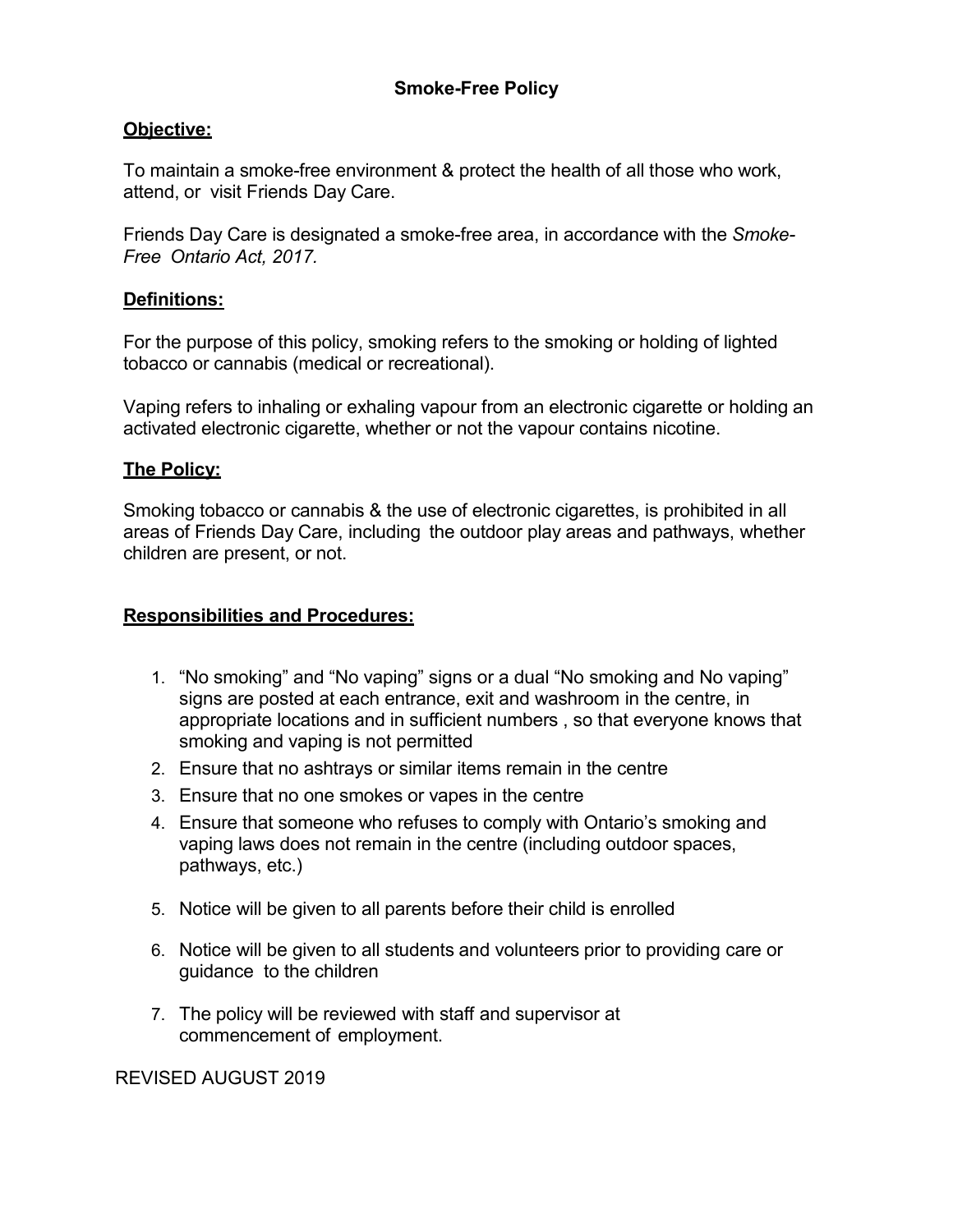# Smoke-Free Policy

**Objective:**

To maintain a smoke-free environment & protect the health of all those who work, attend, or visit Friends Day Care.

Friends Day Care is designated a smoke-free area, in accordance with the *Smoke-Free Ontario Act, 2017.*

**Definitions:**

For the purpose of this policy, smoking refers to the smoking or holding of lighted tobacco or cannabis (medical or recreational).

Vaping refers to inhaling or exhaling vapour from an electronic cigarette or holding an activated electronic cigarette, whether or not the vapour contains nicotine.

**The Policy:**

Smoking tobacco or cannabis & the use of electronic cigarettes, is prohibited in all areas of Friends Day Care, including the outdoor play areas and pathways, whether children are present, or not.

**Responsibilities and Procedures:**

1. "No smoking" and "No vaping" signs or a dual "No smoking and No vaping" signs are posted at each entrance, exit and washroom in the centre, in appropriate locations and in sufficient numbers , so that everyone knows that smoking and vaping is not permitted
2. Ensure that no ashtrays or similar items remain in the centre
3. Ensure that no one smokes or vapes in the centre
4. Ensure that someone who refuses to comply with Ontario's smoking and vaping laws does not remain in the centre (including outdoor spaces, pathways, etc.)
5. Notice will be given to all parents before their child is enrolled
6. Notice will be given to all students and volunteers prior to providing care or guidance to the children
7. The policy will be reviewed with staff and supervisor at commencement of employment.

REVISED AUGUST 2019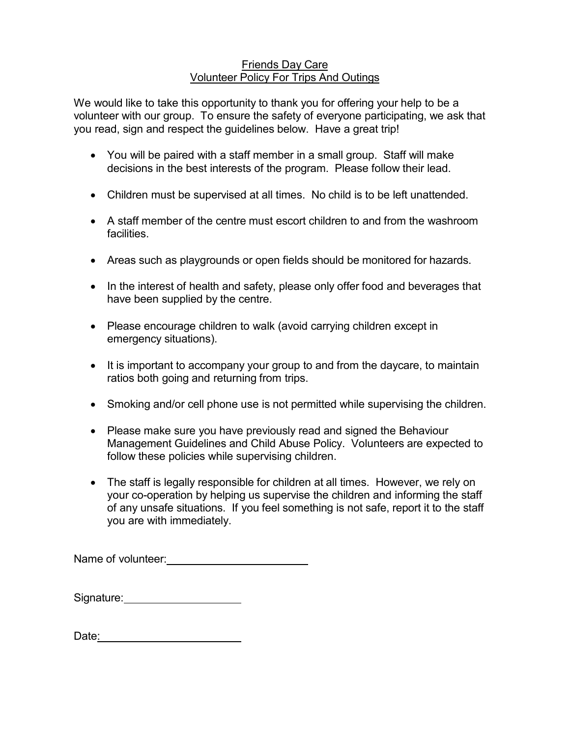# Friends Day Care
## Volunteer Policy For Trips And Outings

We would like to take this opportunity to thank you for offering your help to be a volunteer with our group. To ensure the safety of everyone participating, we ask that you read, sign and respect the guidelines below. Have a great trip!

- You will be paired with a staff member in a small group. Staff will make decisions in the best interests of the program. Please follow their lead.
- Children must be supervised at all times. No child is to be left unattended.
- A staff member of the centre must escort children to and from the washroom facilities.
- Areas such as playgrounds or open fields should be monitored for hazards.
- In the interest of health and safety, please only offer food and beverages that have been supplied by the centre.
- Please encourage children to walk (avoid carrying children except in emergency situations).
- It is important to accompany your group to and from the daycare, to maintain ratios both going and returning from trips.
- Smoking and/or cell phone use is not permitted while supervising the children.
- Please make sure you have previously read and signed the Behaviour Management Guidelines and Child Abuse Policy. Volunteers are expected to follow these policies while supervising children.
- The staff is legally responsible for children at all times. However, we rely on your co-operation by helping us supervise the children and informing the staff of any unsafe situations. If you feel something is not safe, report it to the staff you are with immediately.

Name of volunteer: ____________________

Signature: ________________

Date: ____________________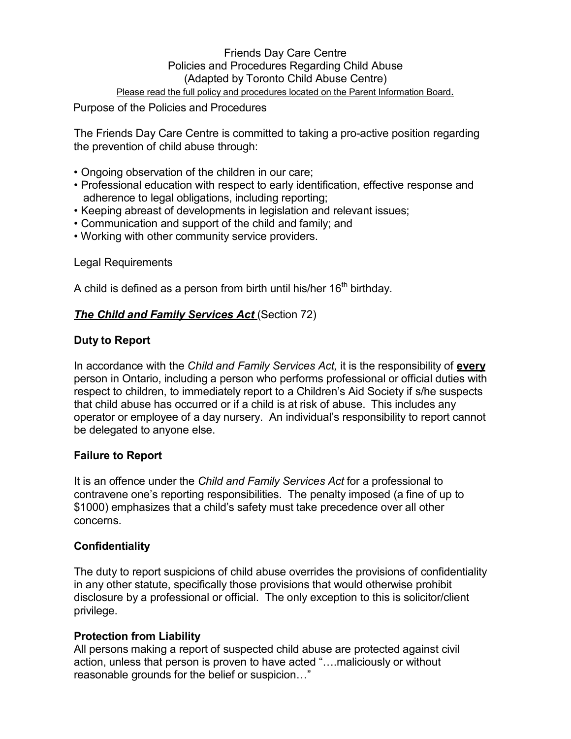Friends Day Care Centre
Policies and Procedures Regarding Child Abuse
(Adapted by Toronto Child Abuse Centre)
Please read the full policy and procedures located on the Parent Information Board.

Purpose of the Policies and Procedures

The Friends Day Care Centre is committed to taking a pro-active position regarding the prevention of child abuse through:

- Ongoing observation of the children in our care;
- Professional education with respect to early identification, effective response and adherence to legal obligations, including reporting;
- Keeping abreast of developments in legislation and relevant issues;
- Communication and support of the child and family; and
- Working with other community service providers.

Legal Requirements

A child is defined as a person from birth until his/her 16th birthday.

***The Child and Family Services Act*** (Section 72)

**Duty to Report**

In accordance with the *Child and Family Services Act,* it is the responsibility of **every** person in Ontario, including a person who performs professional or official duties with respect to children, to immediately report to a Children's Aid Society if s/he suspects that child abuse has occurred or if a child is at risk of abuse. This includes any operator or employee of a day nursery. An individual's responsibility to report cannot be delegated to anyone else.

**Failure to Report**

It is an offence under the *Child and Family Services Act* for a professional to contravene one's reporting responsibilities. The penalty imposed (a fine of up to $1000) emphasizes that a child's safety must take precedence over all other concerns.

**Confidentiality**

The duty to report suspicions of child abuse overrides the provisions of confidentiality in any other statute, specifically those provisions that would otherwise prohibit disclosure by a professional or official. The only exception to this is solicitor/client privilege.

**Protection from Liability**

All persons making a report of suspected child abuse are protected against civil action, unless that person is proven to have acted "….maliciously or without reasonable grounds for the belief or suspicion…"